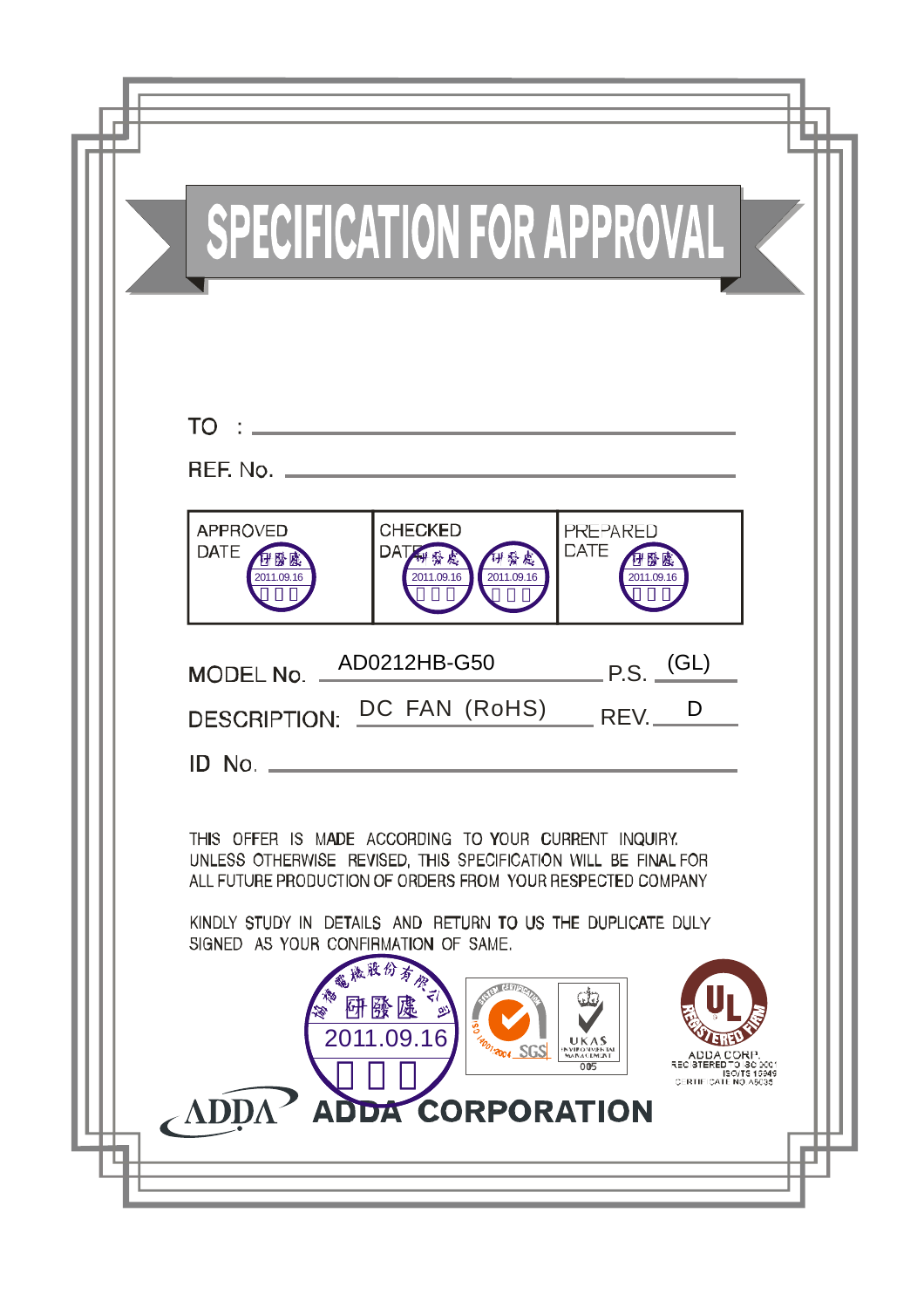# SPECIFICATION FOR APPROVAL

TO :

REF. No.

| APPROVED DATE | CHECKED DATE | PREPARED DATE |
|---|---|---|
| 研發處 2011.09.16 | 研發處 2011.09.16 / 研發處 2011.09.16 | 研發處 2011.09.16 |

MODEL No. AD0212HB-G50 P.S. (GL)

DESCRIPTION: DC FAN (RoHS) REV. D

ID No.

THIS OFFER IS MADE ACCORDING TO YOUR CURRENT INQUIRY. UNLESS OTHERWISE REVISED, THIS SPECIFICATION WILL BE FINAL FOR ALL FUTURE PRODUCTION OF ORDERS FROM YOUR RESPECTED COMPANY

KINDLY STUDY IN DETAILS AND RETURN TO US THE DUPLICATE DULY SIGNED AS YOUR CONFIRMATION OF SAME.

協禧電機股份有限公司 研發處 2011.09.16

SGS ISO 14001:2004 — UKAS ENVIRONMENTAL MANAGEMENT 005

UL REGISTERED FIRM — ADDA CORP. REGISTERED TO ISO 9001 ISO/TS 16949 CERTIFICATE NO. A5036

ADDA CORPORATION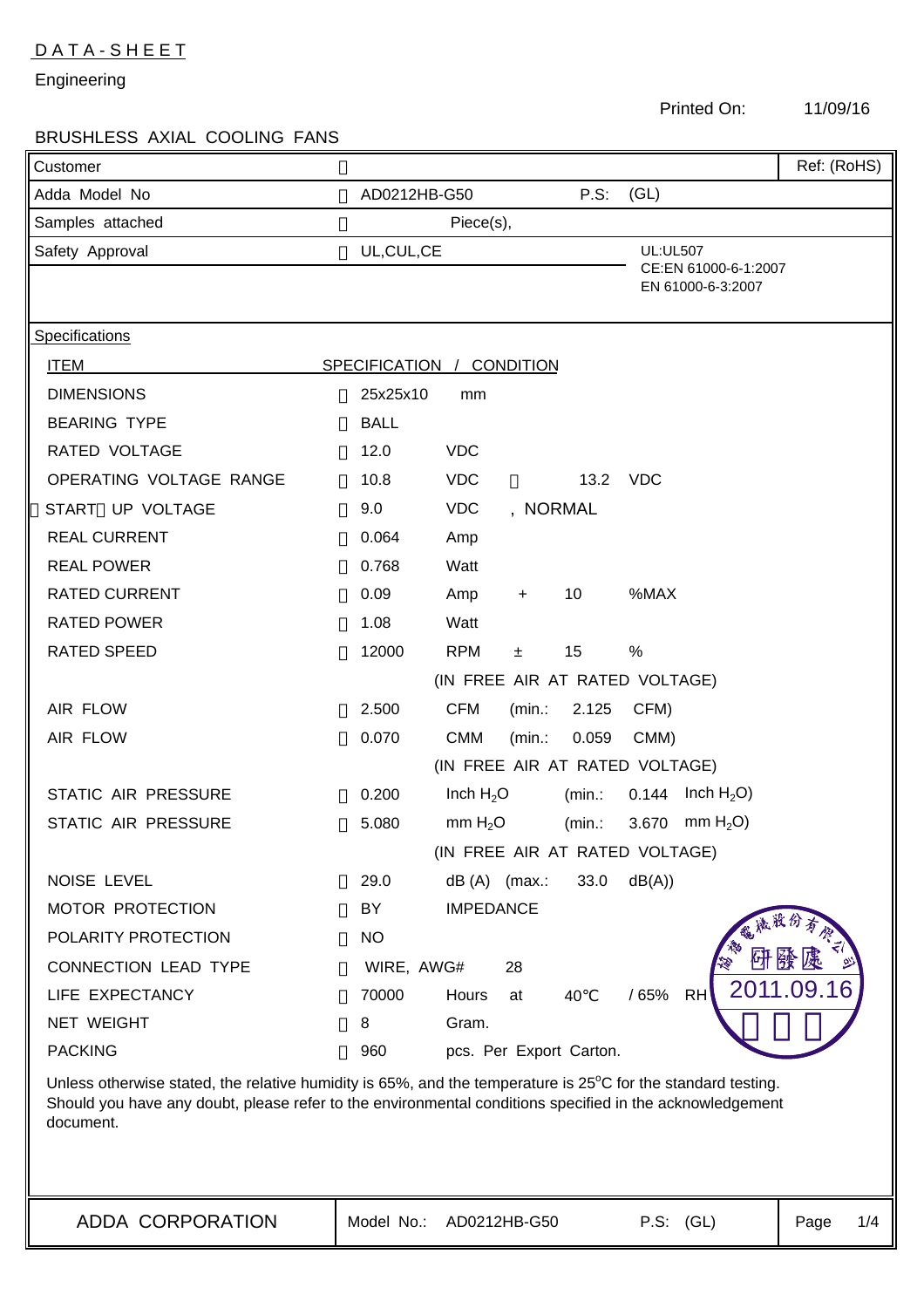DATA-SHEET

Engineering

Printed On: 11/09/16

BRUSHLESS AXIAL COOLING FANS

| | | |
|---|---|---|
| Customer | | Ref: (RoHS) |
| Adda Model No | AD0212HB-G50 P.S: (GL) | |
| Samples attached | Piece(s), | |
| Safety Approval | UL,CUL,CE | UL:UL507<br>CE:EN 61000-6-1:2007<br>EN 61000-6-3:2007 |

**Specifications**

| ITEM | SPECIFICATION / CONDITION |
|---|---|
| DIMENSIONS | 25x25x10 mm |
| BEARING TYPE | BALL |
| RATED VOLTAGE | 12.0 VDC |
| OPERATING VOLTAGE RANGE | 10.8 VDC 13.2 VDC |
| START UP VOLTAGE | 9.0 VDC , NORMAL |
| REAL CURRENT | 0.064 Amp |
| REAL POWER | 0.768 Watt |
| RATED CURRENT | 0.09 Amp + 10 %MAX |
| RATED POWER | 1.08 Watt |
| RATED SPEED | 12000 RPM ± 15 % |
| | (IN FREE AIR AT RATED VOLTAGE) |
| AIR FLOW | 2.500 CFM (min.: 2.125 CFM) |
| AIR FLOW | 0.070 CMM (min.: 0.059 CMM) |
| | (IN FREE AIR AT RATED VOLTAGE) |
| STATIC AIR PRESSURE | 0.200 Inch $H_2O$ (min.: 0.144 Inch $H_2O$) |
| STATIC AIR PRESSURE | 5.080 mm $H_2O$ (min.: 3.670 mm $H_2O$) |
| | (IN FREE AIR AT RATED VOLTAGE) |
| NOISE LEVEL | 29.0 dB (A) (max.: 33.0 dB(A)) |
| MOTOR PROTECTION | BY IMPEDANCE |
| POLARITY PROTECTION | NO |
| CONNECTION LEAD TYPE | WIRE, AWG# 28 |
| LIFE EXPECTANCY | 70000 Hours at 40°C / 65% RH |
| NET WEIGHT | 8 Gram. |
| PACKING | 960 pcs. Per Export Carton. |

Unless otherwise stated, the relative humidity is 65%, and the temperature is 25°C for the standard testing. Should you have any doubt, please refer to the environmental conditions specified in the acknowledgement document.

| ADDA CORPORATION | Model No.: AD0212HB-G50 P.S: (GL) | Page 1/4 |
|---|---|---|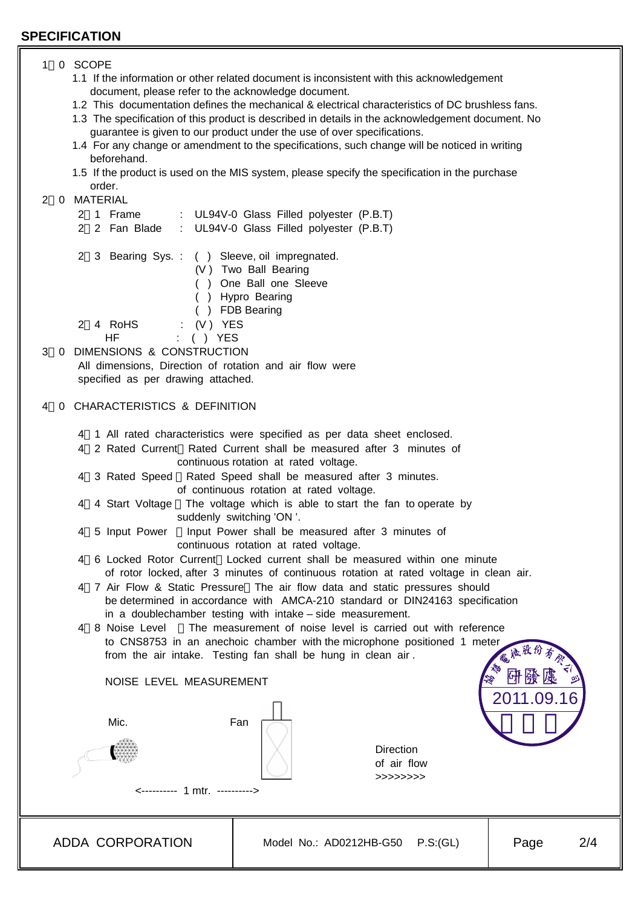## SPECIFICATION

1．0 SCOPE

1.1 If the information or other related document is inconsistent with this acknowledgement document, please refer to the acknowledge document.

1.2 This documentation defines the mechanical & electrical characteristics of DC brushless fans.

1.3 The specification of this product is described in details in the acknowledgement document. No guarantee is given to our product under the use of over specifications.

1.4 For any change or amendment to the specifications, such change will be noticed in writing beforehand.

1.5 If the product is used on the MIS system, please specify the specification in the purchase order.

2．0 MATERIAL

2．1 Frame : UL94V-0 Glass Filled polyester (P.B.T)

2．2 Fan Blade : UL94V-0 Glass Filled polyester (P.B.T)

2．3 Bearing Sys. :
- ( ) Sleeve, oil impregnated.
- (V) Two Ball Bearing
- ( ) One Ball one Sleeve
- ( ) Hypro Bearing
- ( ) FDB Bearing

2．4 RoHS : (V) YES

HF : ( ) YES

3．0 DIMENSIONS & CONSTRUCTION

All dimensions, Direction of rotation and air flow were specified as per drawing attached.

4．0 CHARACTERISTICS & DEFINITION

4．1 All rated characteristics were specified as per data sheet enclosed.

4．2 Rated Current：Rated Current shall be measured after 3 minutes of continuous rotation at rated voltage.

4．3 Rated Speed：Rated Speed shall be measured after 3 minutes. of continuous rotation at rated voltage.

4．4 Start Voltage：The voltage which is able to start the fan to operate by suddenly switching 'ON '.

4．5 Input Power：Input Power shall be measured after 3 minutes of continuous rotation at rated voltage.

4．6 Locked Rotor Current：Locked current shall be measured within one minute of rotor locked, after 3 minutes of continuous rotation at rated voltage in clean air.

4．7 Air Flow & Static Pressure：The air flow data and static pressures should be determined in accordance with AMCA-210 standard or DIN24163 specification in a doublechamber testing with intake – side measurement.

4．8 Noise Level：The measurement of noise level is carried out with reference to CNS8753 in an anechoic chamber with the microphone positioned 1 meter from the air intake. Testing fan shall be hung in clean air .

NOISE LEVEL MEASUREMENT

Mic. Fan

Direction of air flow >>>>>>>>

<---------- 1 mtr. ---------->

2011.09.16

| ADDA CORPORATION | Model No.: AD0212HB-G50 P.S:(GL) | Page 2/4 |
|---|---|---|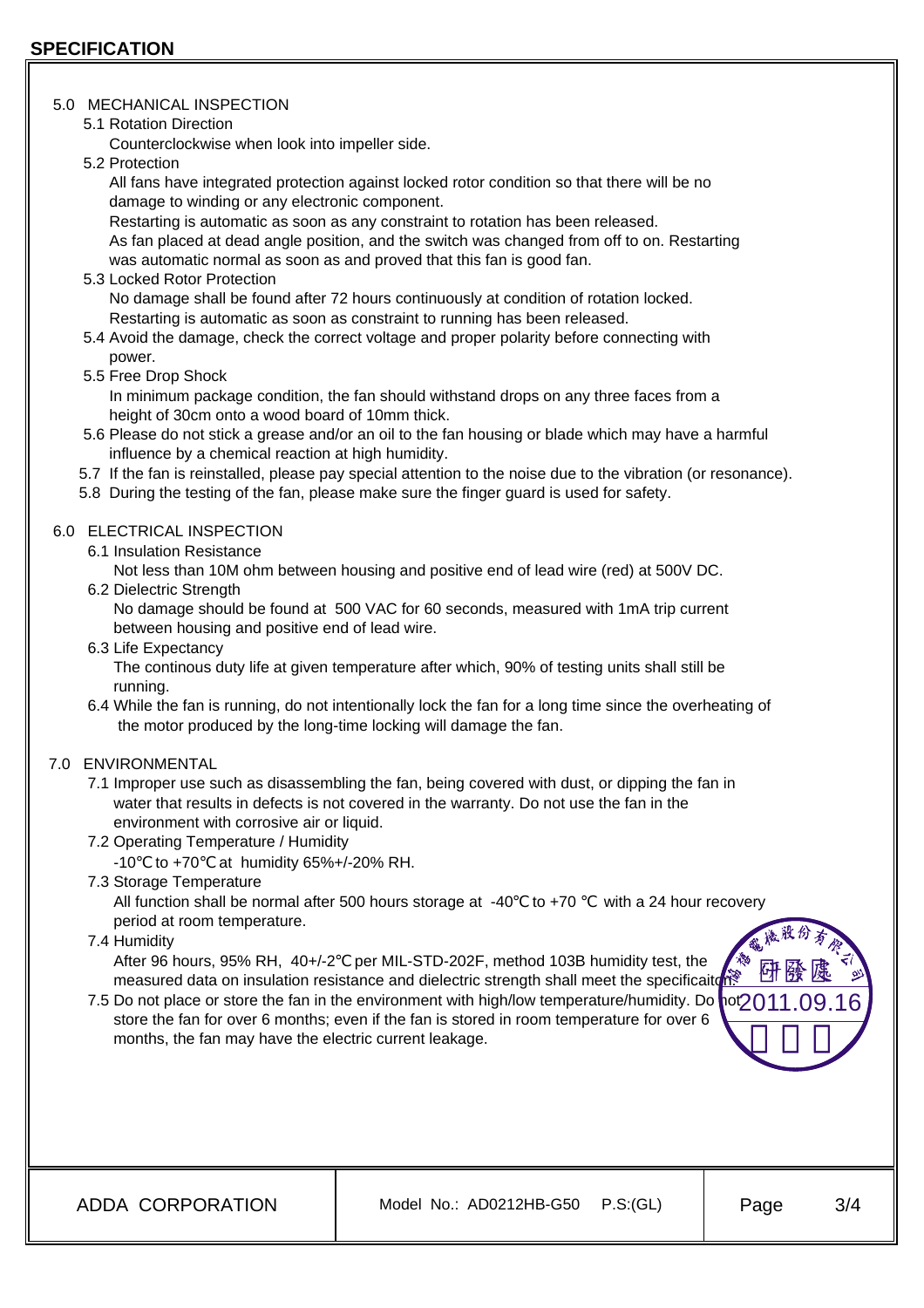## SPECIFICATION

### 5.0 MECHANICAL INSPECTION

5.1 Rotation Direction

Counterclockwise when look into impeller side.

5.2 Protection

All fans have integrated protection against locked rotor condition so that there will be no damage to winding or any electronic component.
Restarting is automatic as soon as any constraint to rotation has been released.
As fan placed at dead angle position, and the switch was changed from off to on. Restarting was automatic normal as soon as and proved that this fan is good fan.

5.3 Locked Rotor Protection

No damage shall be found after 72 hours continuously at condition of rotation locked.
Restarting is automatic as soon as constraint to running has been released.

5.4 Avoid the damage, check the correct voltage and proper polarity before connecting with power.

5.5 Free Drop Shock

In minimum package condition, the fan should withstand drops on any three faces from a height of 30cm onto a wood board of 10mm thick.

5.6 Please do not stick a grease and/or an oil to the fan housing or blade which may have a harmful influence by a chemical reaction at high humidity.

5.7 If the fan is reinstalled, please pay special attention to the noise due to the vibration (or resonance).

5.8 During the testing of the fan, please make sure the finger guard is used for safety.

### 6.0 ELECTRICAL INSPECTION

6.1 Insulation Resistance

Not less than 10M ohm between housing and positive end of lead wire (red) at 500V DC.

6.2 Dielectric Strength

No damage should be found at 500 VAC for 60 seconds, measured with 1mA trip current between housing and positive end of lead wire.

6.3 Life Expectancy

The continous duty life at given temperature after which, 90% of testing units shall still be running.

6.4 While the fan is running, do not intentionally lock the fan for a long time since the overheating of the motor produced by the long-time locking will damage the fan.

### 7.0 ENVIRONMENTAL

7.1 Improper use such as disassembling the fan, being covered with dust, or dipping the fan in water that results in defects is not covered in the warranty. Do not use the fan in the environment with corrosive air or liquid.

7.2 Operating Temperature / Humidity

-10℃ to +70℃ at humidity 65%+/-20% RH.

7.3 Storage Temperature

All function shall be normal after 500 hours storage at -40℃ to +70 ℃ with a 24 hour recovery period at room temperature.

7.4 Humidity

After 96 hours, 95% RH, 40+/-2℃ per MIL-STD-202F, method 103B humidity test, the measured data on insulation resistance and dielectric strength shall meet the specificaiton.

7.5 Do not place or store the fan in the environment with high/low temperature/humidity. Do not store the fan for over 6 months; even if the fan is stored in room temperature for over 6 months, the fan may have the electric current leakage.

協禧電機股份有限公司 研發處 2011.09.16

| ADDA CORPORATION | Model No.: AD0212HB-G50 P.S:(GL) | Page 3/4 |
|---|---|---|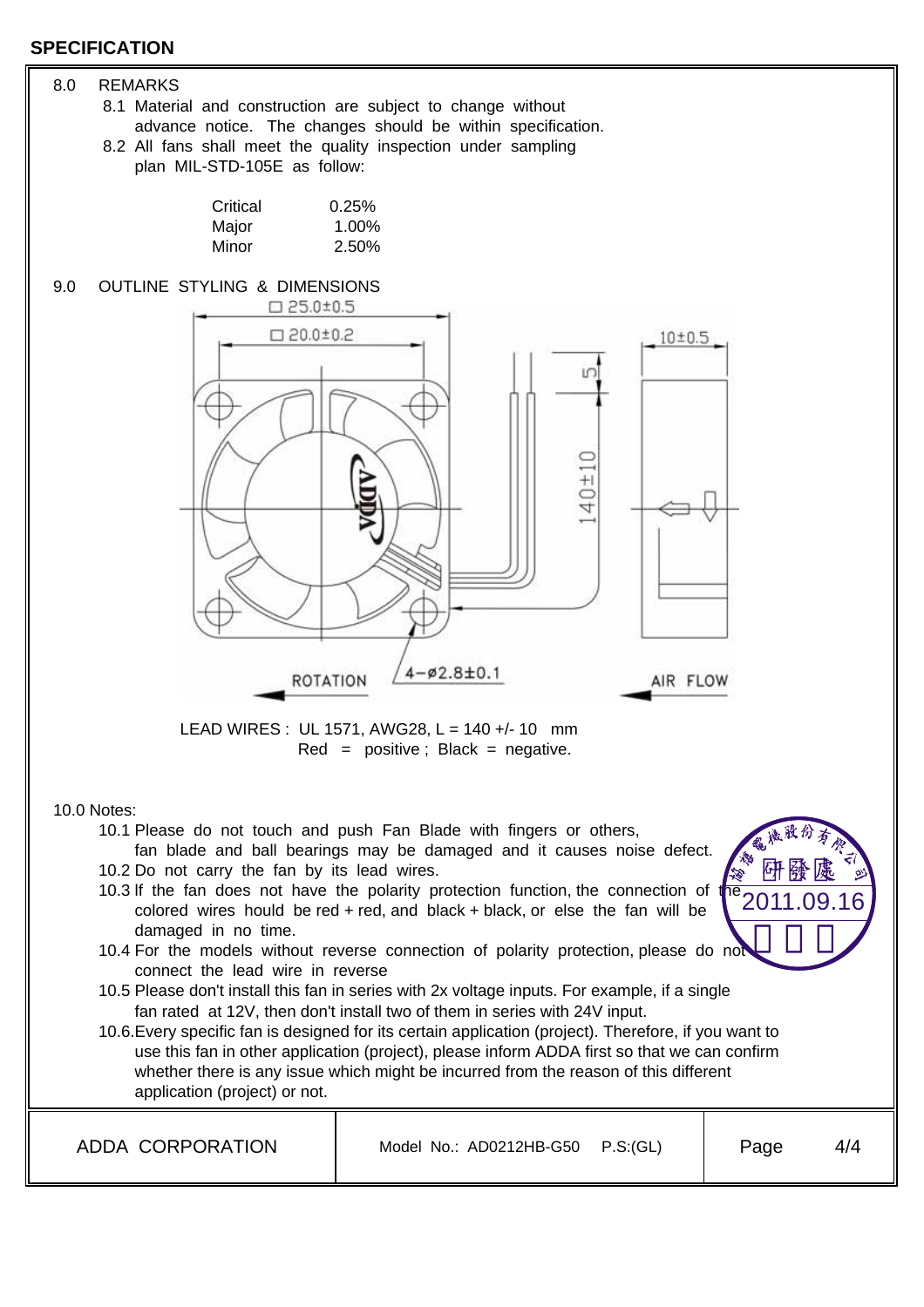## SPECIFICATION

8.0 REMARKS

8.1 Material and construction are subject to change without advance notice. The changes should be within specification.

8.2 All fans shall meet the quality inspection under sampling plan MIL-STD-105E as follow:

| | |
|---|---|
| Critical | 0.25% |
| Major | 1.00% |
| Minor | 2.50% |

9.0 OUTLINE STYLING & DIMENSIONS

□ 25.0±0.5

□ 20.0±0.2

10±0.5

5

140±10

4−ø2.8±0.1

ROTATION

AIR FLOW

LEAD WIRES : UL 1571, AWG28, L = 140 +/- 10 mm
Red = positive ; Black = negative.

10.0 Notes:

10.1 Please do not touch and push Fan Blade with fingers or others, fan blade and ball bearings may be damaged and it causes noise defect.

10.2 Do not carry the fan by its lead wires.

10.3 If the fan does not have the polarity protection function, the connection of the colored wires hould be red + red, and black + black, or else the fan will be damaged in no time.

10.4 For the models without reverse connection of polarity protection, please do not connect the lead wire in reverse

10.5 Please don't install this fan in series with 2x voltage inputs. For example, if a single fan rated at 12V, then don't install two of them in series with 24V input.

10.6.Every specific fan is designed for its certain application (project). Therefore, if you want to use this fan in other application (project), please inform ADDA first so that we can confirm whether there is any issue which might be incurred from the reason of this different application (project) or not.

研發處 2011.09.16

| ADDA CORPORATION | Model No.: AD0212HB-G50 P.S:(GL) | Page 4/4 |
|---|---|---|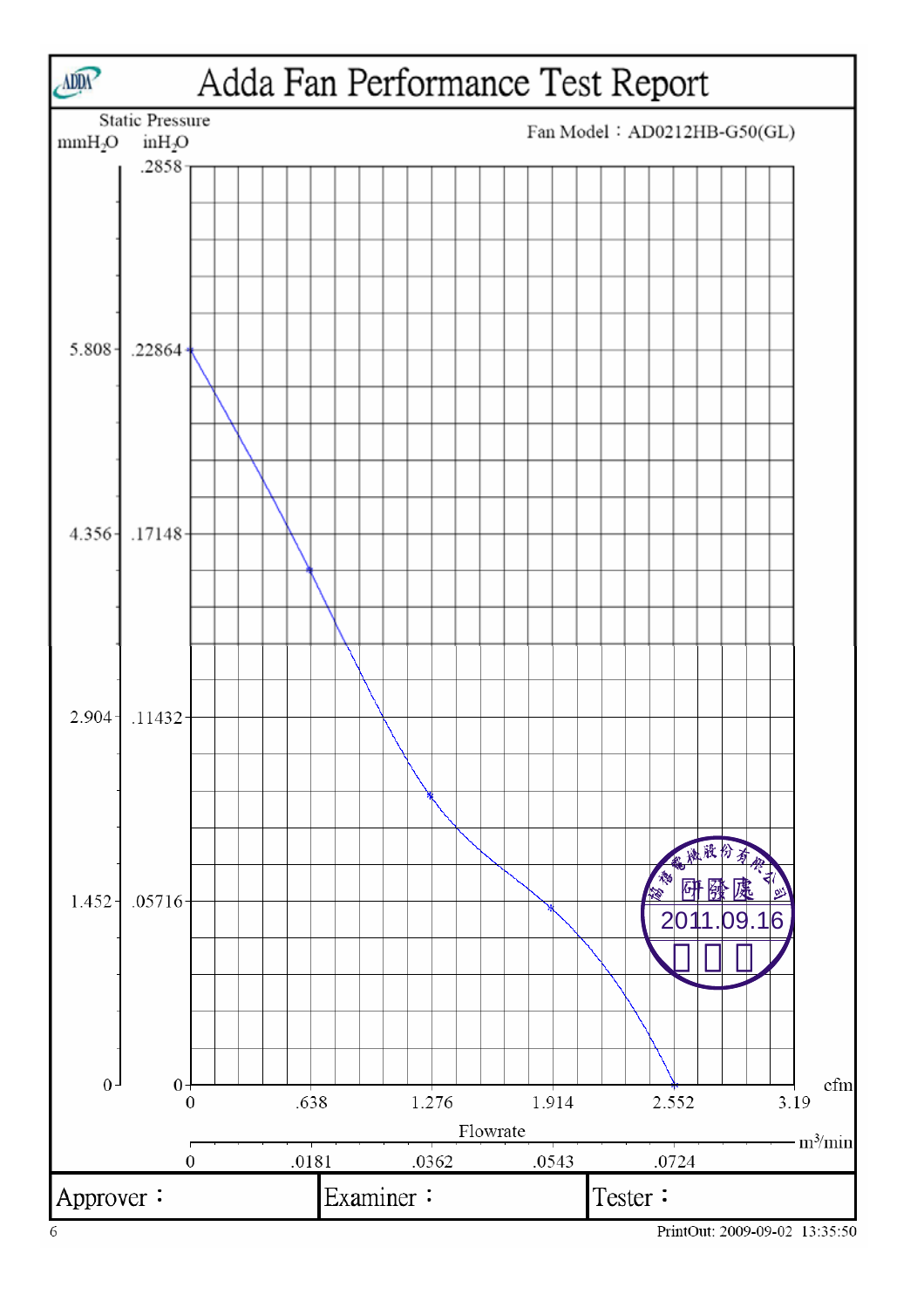# Adda Fan Performance Test Report

Fan Model：AD0212HB-G50(GL)

Static Pressure

mmH$_2$O inH$_2$O

.2858

5.808 .22864

4.356 .17148

2.904 .11432

1.452 .05716

0 0

0 .638 1.276 1.914 2.552 3.19 cfm

Flowrate

0 .0181 .0362 .0543 .0724 m$^3$/min

研發處

2011.09.16

Approver： Examiner： Tester：

PrintOut: 2009-09-02 13:35:50